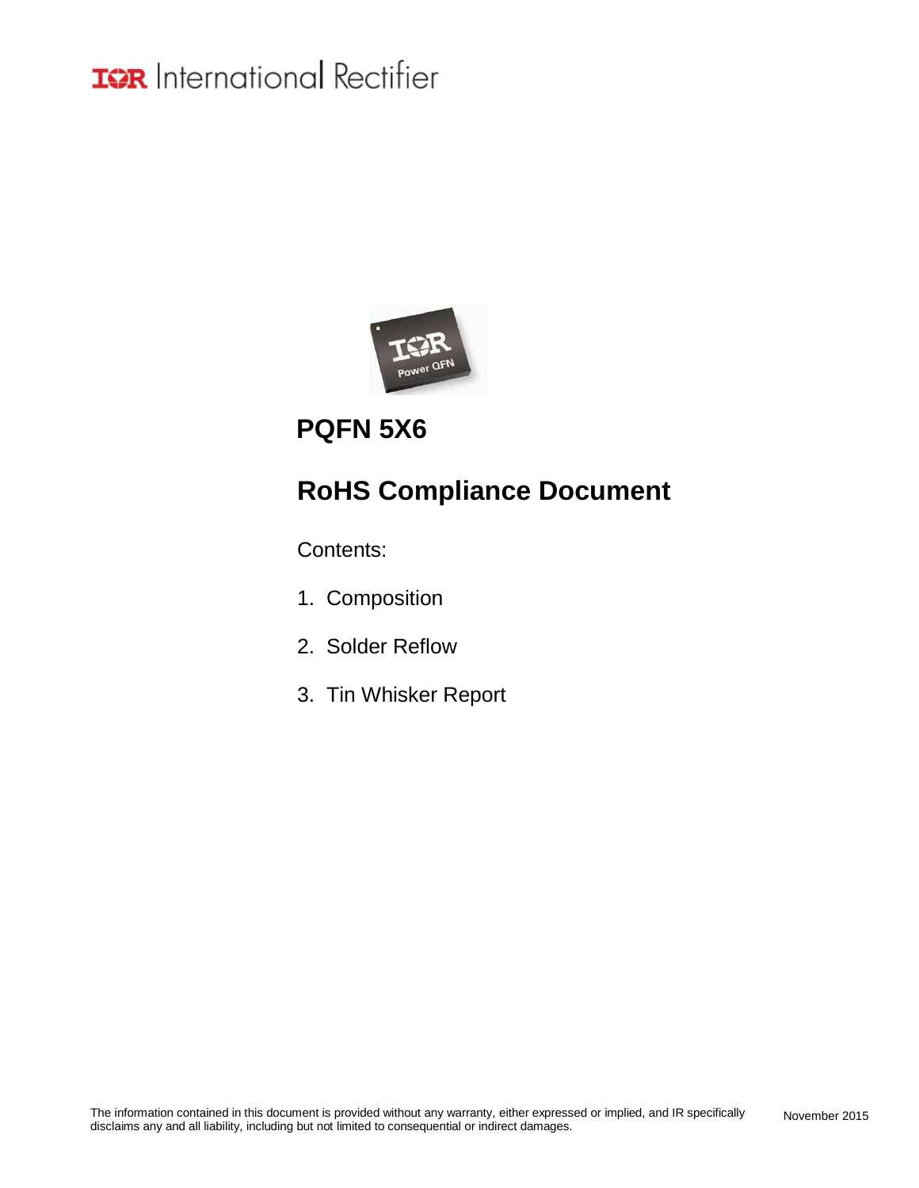IOR International Rectifier

# PQFN 5X6

# RoHS Compliance Document

Contents:

1. Composition
2. Solder Reflow
3. Tin Whisker Report

The information contained in this document is provided without any warranty, either expressed or implied, and IR specifically disclaims any and all liability, including but not limited to consequential or indirect damages.

November 2015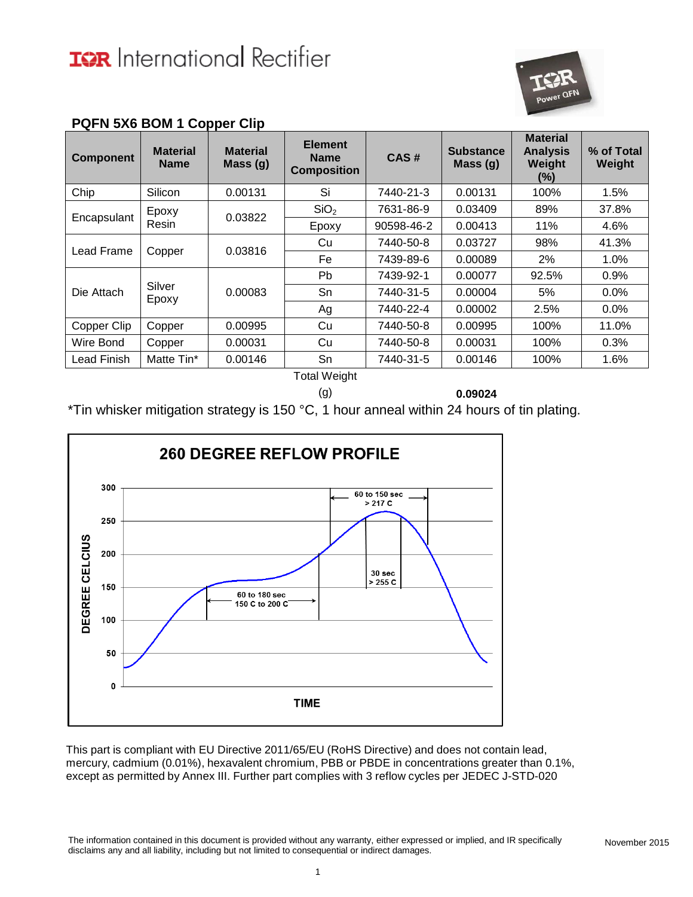# PQFN 5X6 BOM 1 Copper Clip

| Component | Material Name | Material Mass (g) | Element Name Composition | CAS # | Substance Mass (g) | Material Analysis Weight (%) | % of Total Weight |
|---|---|---|---|---|---|---|---|
| Chip | Silicon | 0.00131 | Si | 7440-21-3 | 0.00131 | 100% | 1.5% |
| Encapsulant | Epoxy Resin | 0.03822 | $SiO_2$ | 7631-86-9 | 0.03409 | 89% | 37.8% |
| | | | Epoxy | 90598-46-2 | 0.00413 | 11% | 4.6% |
| Lead Frame | Copper | 0.03816 | Cu | 7440-50-8 | 0.03727 | 98% | 41.3% |
| | | | Fe | 7439-89-6 | 0.00089 | 2% | 1.0% |
| Die Attach | Silver Epoxy | 0.00083 | Pb | 7439-92-1 | 0.00077 | 92.5% | 0.9% |
| | | | Sn | 7440-31-5 | 0.00004 | 5% | 0.0% |
| | | | Ag | 7440-22-4 | 0.00002 | 2.5% | 0.0% |
| Copper Clip | Copper | 0.00995 | Cu | 7440-50-8 | 0.00995 | 100% | 11.0% |
| Wire Bond | Copper | 0.00031 | Cu | 7440-50-8 | 0.00031 | 100% | 0.3% |
| Lead Finish | Matte Tin* | 0.00146 | Sn | 7440-31-5 | 0.00146 | 100% | 1.6% |
| | | | Total Weight (g) | | **0.09024** | | |

*Tin whisker mitigation strategy is 150 °C, 1 hour anneal within 24 hours of tin plating.

**260 DEGREE REFLOW PROFILE**

(Chart: DEGREE CELCIUS vs. TIME; annotations: 60 to 180 sec 150 C to 200 C; 60 to 150 sec > 217 C; 30 sec > 255 C)

This part is compliant with EU Directive 2011/65/EU (RoHS Directive) and does not contain lead, mercury, cadmium (0.01%), hexavalent chromium, PBB or PBDE in concentrations greater than 0.1%, except as permitted by Annex III. Further part complies with 3 reflow cycles per JEDEC J-STD-020

The information contained in this document is provided without any warranty, either expressed or implied, and IR specifically disclaims any and all liability, including but not limited to consequential or indirect damages.

November 2015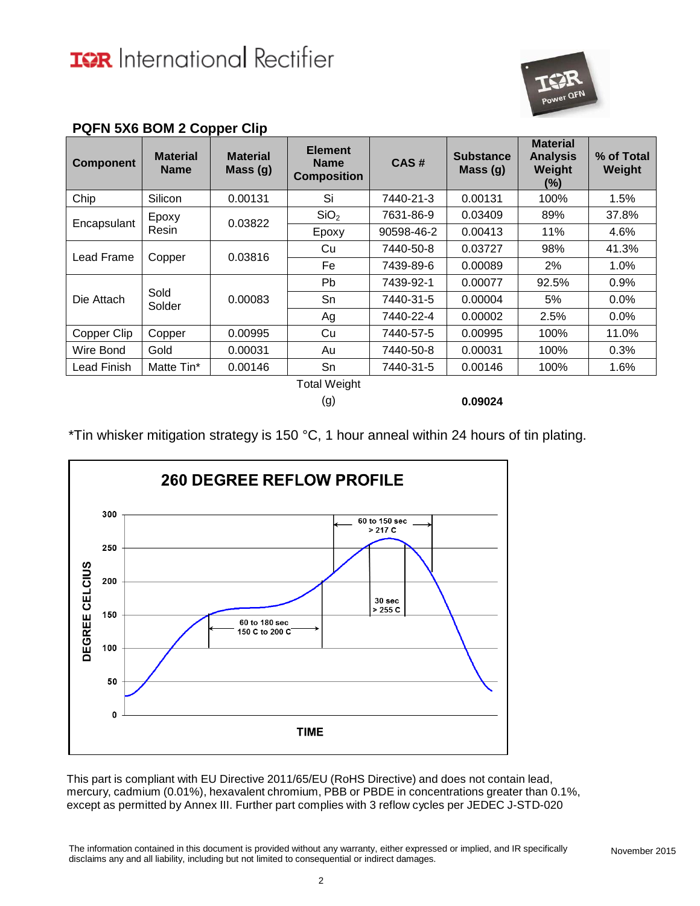## PQFN 5X6 BOM 2 Copper Clip

| Component | Material Name | Material Mass (g) | Element Name Composition | CAS # | Substance Mass (g) | Material Analysis Weight (%) | % of Total Weight |
|---|---|---|---|---|---|---|---|
| Chip | Silicon | 0.00131 | Si | 7440-21-3 | 0.00131 | 100% | 1.5% |
| Encapsulant | Epoxy Resin | 0.03822 | $SiO_2$ | 7631-86-9 | 0.03409 | 89% | 37.8% |
| | | | Epoxy | 90598-46-2 | 0.00413 | 11% | 4.6% |
| Lead Frame | Copper | 0.03816 | Cu | 7440-50-8 | 0.03727 | 98% | 41.3% |
| | | | Fe | 7439-89-6 | 0.00089 | 2% | 1.0% |
| Die Attach | Sold Solder | 0.00083 | Pb | 7439-92-1 | 0.00077 | 92.5% | 0.9% |
| | | | Sn | 7440-31-5 | 0.00004 | 5% | 0.0% |
| | | | Ag | 7440-22-4 | 0.00002 | 2.5% | 0.0% |
| Copper Clip | Copper | 0.00995 | Cu | 7440-57-5 | 0.00995 | 100% | 11.0% |
| Wire Bond | Gold | 0.00031 | Au | 7440-50-8 | 0.00031 | 100% | 0.3% |
| Lead Finish | Matte Tin* | 0.00146 | Sn | 7440-31-5 | 0.00146 | 100% | 1.6% |
| | | | Total Weight (g) | | **0.09024** | | |

*Tin whisker mitigation strategy is 150 °C, 1 hour anneal within 24 hours of tin plating.

**260 DEGREE REFLOW PROFILE**

This part is compliant with EU Directive 2011/65/EU (RoHS Directive) and does not contain lead, mercury, cadmium (0.01%), hexavalent chromium, PBB or PBDE in concentrations greater than 0.1%, except as permitted by Annex III. Further part complies with 3 reflow cycles per JEDEC J-STD-020

The information contained in this document is provided without any warranty, either expressed or implied, and IR specifically disclaims any and all liability, including but not limited to consequential or indirect damages.

November 2015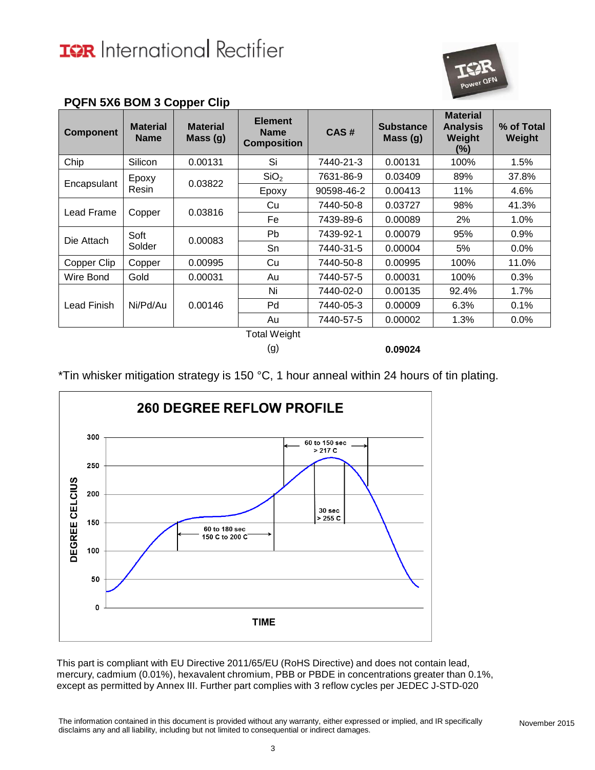## PQFN 5X6 BOM 3 Copper Clip

| Component | Material Name | Material Mass (g) | Element Name Composition | CAS # | Substance Mass (g) | Material Analysis Weight (%) | % of Total Weight |
|---|---|---|---|---|---|---|---|
| Chip | Silicon | 0.00131 | Si | 7440-21-3 | 0.00131 | 100% | 1.5% |
| Encapsulant | Epoxy Resin | 0.03822 | $SiO_2$ | 7631-86-9 | 0.03409 | 89% | 37.8% |
| | | | Epoxy | 90598-46-2 | 0.00413 | 11% | 4.6% |
| Lead Frame | Copper | 0.03816 | Cu | 7440-50-8 | 0.03727 | 98% | 41.3% |
| | | | Fe | 7439-89-6 | 0.00089 | 2% | 1.0% |
| Die Attach | Soft Solder | 0.00083 | Pb | 7439-92-1 | 0.00079 | 95% | 0.9% |
| | | | Sn | 7440-31-5 | 0.00004 | 5% | 0.0% |
| Copper Clip | Copper | 0.00995 | Cu | 7440-50-8 | 0.00995 | 100% | 11.0% |
| Wire Bond | Gold | 0.00031 | Au | 7440-57-5 | 0.00031 | 100% | 0.3% |
| Lead Finish | Ni/Pd/Au | 0.00146 | Ni | 7440-02-0 | 0.00135 | 92.4% | 1.7% |
| | | | Pd | 7440-05-3 | 0.00009 | 6.3% | 0.1% |
| | | | Au | 7440-57-5 | 0.00002 | 1.3% | 0.0% |
| | | | Total Weight (g) | | **0.09024** | | |

*Tin whisker mitigation strategy is 150 °C, 1 hour anneal within 24 hours of tin plating.

### 260 DEGREE REFLOW PROFILE

This part is compliant with EU Directive 2011/65/EU (RoHS Directive) and does not contain lead, mercury, cadmium (0.01%), hexavalent chromium, PBB or PBDE in concentrations greater than 0.1%, except as permitted by Annex III. Further part complies with 3 reflow cycles per JEDEC J-STD-020

The information contained in this document is provided without any warranty, either expressed or implied, and IR specifically disclaims any and all liability, including but not limited to consequential or indirect damages.

November 2015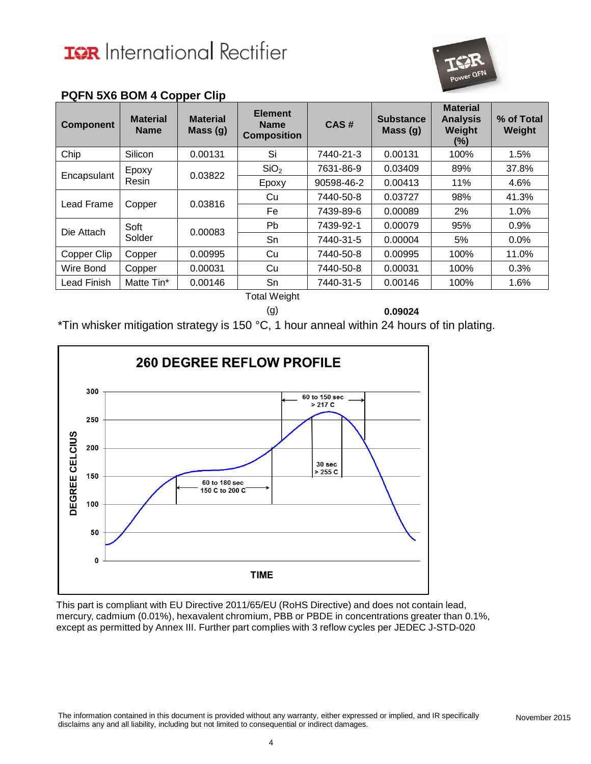## PQFN 5X6 BOM 4 Copper Clip

| Component | Material Name | Material Mass (g) | Element Name Composition | CAS # | Substance Mass (g) | Material Analysis Weight (%) | % of Total Weight |
|---|---|---|---|---|---|---|---|
| Chip | Silicon | 0.00131 | Si | 7440-21-3 | 0.00131 | 100% | 1.5% |
| Encapsulant | Epoxy Resin | 0.03822 | $SiO_2$ | 7631-86-9 | 0.03409 | 89% | 37.8% |
| | | | Epoxy | 90598-46-2 | 0.00413 | 11% | 4.6% |
| Lead Frame | Copper | 0.03816 | Cu | 7440-50-8 | 0.03727 | 98% | 41.3% |
| | | | Fe | 7439-89-6 | 0.00089 | 2% | 1.0% |
| Die Attach | Soft Solder | 0.00083 | Pb | 7439-92-1 | 0.00079 | 95% | 0.9% |
| | | | Sn | 7440-31-5 | 0.00004 | 5% | 0.0% |
| Copper Clip | Copper | 0.00995 | Cu | 7440-50-8 | 0.00995 | 100% | 11.0% |
| Wire Bond | Copper | 0.00031 | Cu | 7440-50-8 | 0.00031 | 100% | 0.3% |
| Lead Finish | Matte Tin* | 0.00146 | Sn | 7440-31-5 | 0.00146 | 100% | 1.6% |
| | | | Total Weight (g) | | **0.09024** | | |

*Tin whisker mitigation strategy is 150 °C, 1 hour anneal within 24 hours of tin plating.

**260 DEGREE REFLOW PROFILE**

(Chart: DEGREE CELCIUS vs. TIME; annotations: 60 to 180 sec 150 C to 200 C; 60 to 150 sec > 217 C; 30 sec > 255 C)

This part is compliant with EU Directive 2011/65/EU (RoHS Directive) and does not contain lead, mercury, cadmium (0.01%), hexavalent chromium, PBB or PBDE in concentrations greater than 0.1%, except as permitted by Annex III. Further part complies with 3 reflow cycles per JEDEC J-STD-020

The information contained in this document is provided without any warranty, either expressed or implied, and IR specifically disclaims any and all liability, including but not limited to consequential or indirect damages.

November 2015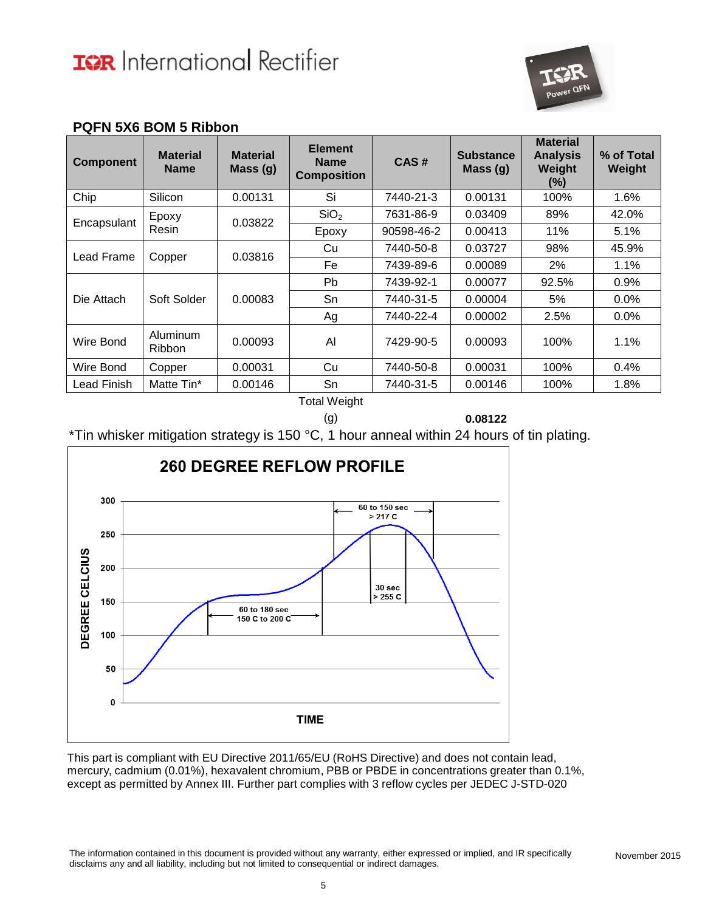## PQFN 5X6 BOM 5 Ribbon

| Component | Material Name | Material Mass (g) | Element Name Composition | CAS # | Substance Mass (g) | Material Analysis Weight (%) | % of Total Weight |
|---|---|---|---|---|---|---|---|
| Chip | Silicon | 0.00131 | Si | 7440-21-3 | 0.00131 | 100% | 1.6% |
| Encapsulant | Epoxy Resin | 0.03822 | $SiO_2$ | 7631-86-9 | 0.03409 | 89% | 42.0% |
| | | | Epoxy | 90598-46-2 | 0.00413 | 11% | 5.1% |
| Lead Frame | Copper | 0.03816 | Cu | 7440-50-8 | 0.03727 | 98% | 45.9% |
| | | | Fe | 7439-89-6 | 0.00089 | 2% | 1.1% |
| Die Attach | Soft Solder | 0.00083 | Pb | 7439-92-1 | 0.00077 | 92.5% | 0.9% |
| | | | Sn | 7440-31-5 | 0.00004 | 5% | 0.0% |
| | | | Ag | 7440-22-4 | 0.00002 | 2.5% | 0.0% |
| Wire Bond | Aluminum Ribbon | 0.00093 | Al | 7429-90-5 | 0.00093 | 100% | 1.1% |
| Wire Bond | Copper | 0.00031 | Cu | 7440-50-8 | 0.00031 | 100% | 0.4% |
| Lead Finish | Matte Tin* | 0.00146 | Sn | 7440-31-5 | 0.00146 | 100% | 1.8% |
| | | | Total Weight (g) | | **0.08122** | | |

*Tin whisker mitigation strategy is 150 °C, 1 hour anneal within 24 hours of tin plating.

**260 DEGREE REFLOW PROFILE**

This part is compliant with EU Directive 2011/65/EU (RoHS Directive) and does not contain lead, mercury, cadmium (0.01%), hexavalent chromium, PBB or PBDE in concentrations greater than 0.1%, except as permitted by Annex III. Further part complies with 3 reflow cycles per JEDEC J-STD-020

The information contained in this document is provided without any warranty, either expressed or implied, and IR specifically disclaims any and all liability, including but not limited to consequential or indirect damages.

November 2015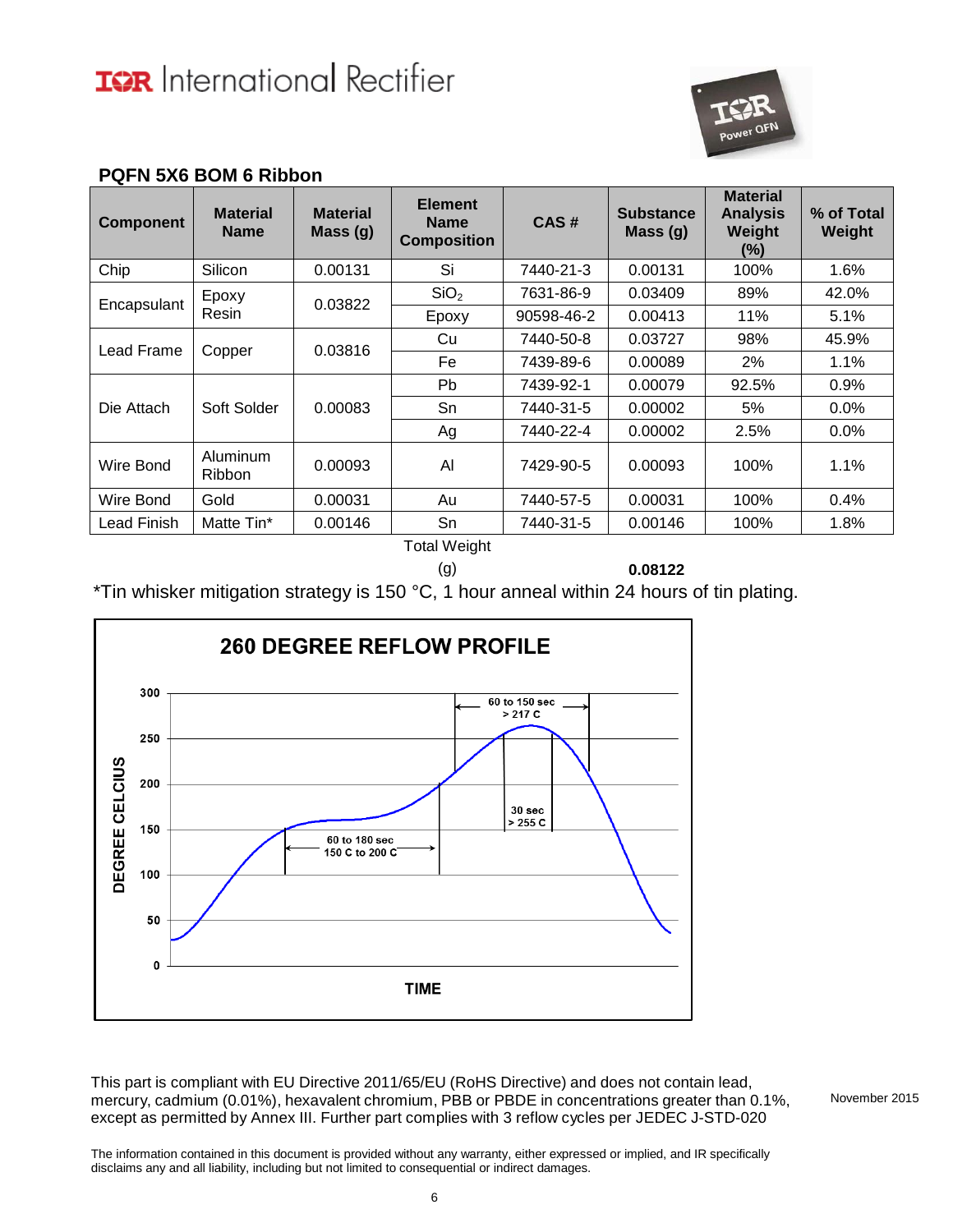## PQFN 5X6 BOM 6 Ribbon

| Component | Material Name | Material Mass (g) | Element Name Composition | CAS # | Substance Mass (g) | Material Analysis Weight (%) | % of Total Weight |
|---|---|---|---|---|---|---|---|
| Chip | Silicon | 0.00131 | Si | 7440-21-3 | 0.00131 | 100% | 1.6% |
| Encapsulant | Epoxy Resin | 0.03822 | $SiO_2$ | 7631-86-9 | 0.03409 | 89% | 42.0% |
| | | | Epoxy | 90598-46-2 | 0.00413 | 11% | 5.1% |
| Lead Frame | Copper | 0.03816 | Cu | 7440-50-8 | 0.03727 | 98% | 45.9% |
| | | | Fe | 7439-89-6 | 0.00089 | 2% | 1.1% |
| Die Attach | Soft Solder | 0.00083 | Pb | 7439-92-1 | 0.00079 | 92.5% | 0.9% |
| | | | Sn | 7440-31-5 | 0.00002 | 5% | 0.0% |
| | | | Ag | 7440-22-4 | 0.00002 | 2.5% | 0.0% |
| Wire Bond | Aluminum Ribbon | 0.00093 | Al | 7429-90-5 | 0.00093 | 100% | 1.1% |
| Wire Bond | Gold | 0.00031 | Au | 7440-57-5 | 0.00031 | 100% | 0.4% |
| Lead Finish | Matte Tin* | 0.00146 | Sn | 7440-31-5 | 0.00146 | 100% | 1.8% |
| | | | Total Weight (g) | | **0.08122** | | |

*Tin whisker mitigation strategy is 150 °C, 1 hour anneal within 24 hours of tin plating.

**260 DEGREE REFLOW PROFILE**

This part is compliant with EU Directive 2011/65/EU (RoHS Directive) and does not contain lead, mercury, cadmium (0.01%), hexavalent chromium, PBB or PBDE in concentrations greater than 0.1%, except as permitted by Annex III. Further part complies with 3 reflow cycles per JEDEC J-STD-020

November 2015

The information contained in this document is provided without any warranty, either expressed or implied, and IR specifically disclaims any and all liability, including but not limited to consequential or indirect damages.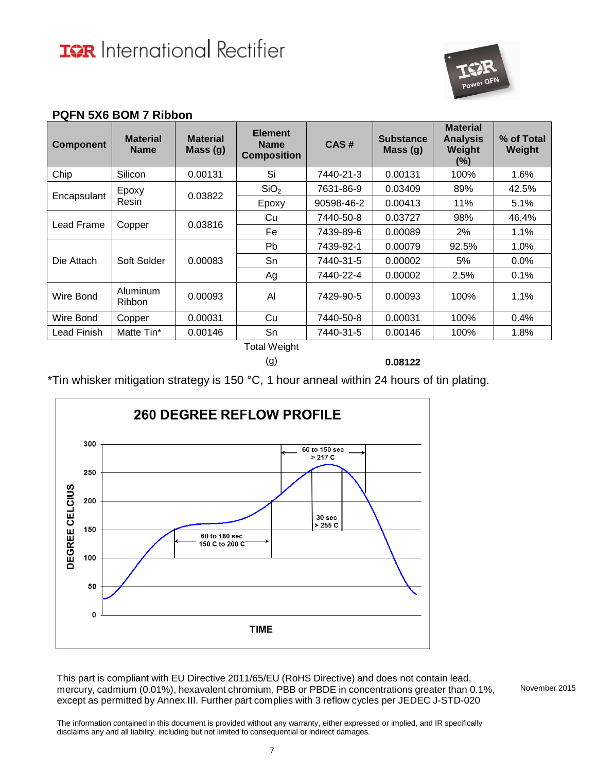## PQFN 5X6 BOM 7 Ribbon

| Component | Material Name | Material Mass (g) | Element Name Composition | CAS # | Substance Mass (g) | Material Analysis Weight (%) | % of Total Weight |
|---|---|---|---|---|---|---|---|
| Chip | Silicon | 0.00131 | Si | 7440-21-3 | 0.00131 | 100% | 1.6% |
| Encapsulant | Epoxy Resin | 0.03822 | $SiO_2$ | 7631-86-9 | 0.03409 | 89% | 42.5% |
| | | | Epoxy | 90598-46-2 | 0.00413 | 11% | 5.1% |
| Lead Frame | Copper | 0.03816 | Cu | 7440-50-8 | 0.03727 | 98% | 46.4% |
| | | | Fe | 7439-89-6 | 0.00089 | 2% | 1.1% |
| Die Attach | Soft Solder | 0.00083 | Pb | 7439-92-1 | 0.00079 | 92.5% | 1.0% |
| | | | Sn | 7440-31-5 | 0.00002 | 5% | 0.0% |
| | | | Ag | 7440-22-4 | 0.00002 | 2.5% | 0.1% |
| Wire Bond | Aluminum Ribbon | 0.00093 | Al | 7429-90-5 | 0.00093 | 100% | 1.1% |
| Wire Bond | Copper | 0.00031 | Cu | 7440-50-8 | 0.00031 | 100% | 0.4% |
| Lead Finish | Matte Tin* | 0.00146 | Sn | 7440-31-5 | 0.00146 | 100% | 1.8% |
| | | | Total Weight (g) | | **0.08122** | | |

*Tin whisker mitigation strategy is 150 °C, 1 hour anneal within 24 hours of tin plating.

**260 DEGREE REFLOW PROFILE**

DEGREE CELCIUS (0–300) vs TIME

- 60 to 180 sec 150 C to 200 C
- 60 to 150 sec > 217 C
- 30 sec > 255 C

This part is compliant with EU Directive 2011/65/EU (RoHS Directive) and does not contain lead, mercury, cadmium (0.01%), hexavalent chromium, PBB or PBDE in concentrations greater than 0.1%, except as permitted by Annex III. Further part complies with 3 reflow cycles per JEDEC J-STD-020

November 2015

The information contained in this document is provided without any warranty, either expressed or implied, and IR specifically disclaims any and all liability, including but not limited to consequential or indirect damages.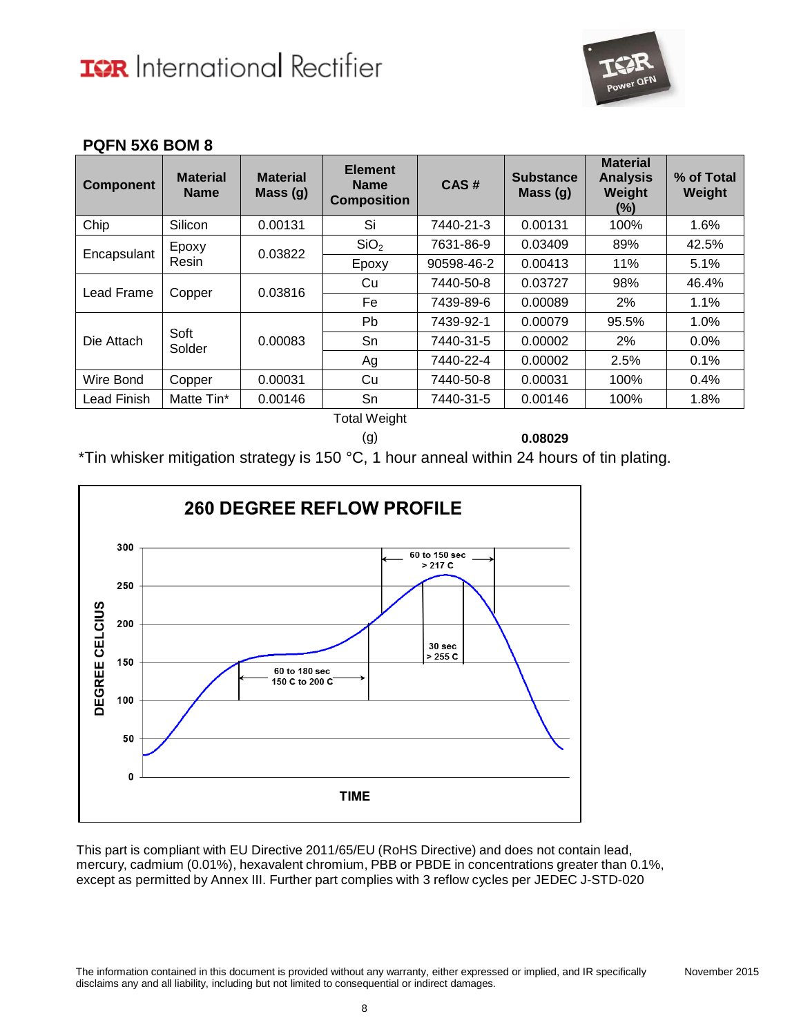## PQFN 5X6 BOM 8

| Component | Material Name | Material Mass (g) | Element Name Composition | CAS # | Substance Mass (g) | Material Analysis Weight (%) | % of Total Weight |
|---|---|---|---|---|---|---|---|
| Chip | Silicon | 0.00131 | Si | 7440-21-3 | 0.00131 | 100% | 1.6% |
| Encapsulant | Epoxy Resin | 0.03822 | $SiO_2$ | 7631-86-9 | 0.03409 | 89% | 42.5% |
| | | | Epoxy | 90598-46-2 | 0.00413 | 11% | 5.1% |
| Lead Frame | Copper | 0.03816 | Cu | 7440-50-8 | 0.03727 | 98% | 46.4% |
| | | | Fe | 7439-89-6 | 0.00089 | 2% | 1.1% |
| Die Attach | Soft Solder | 0.00083 | Pb | 7439-92-1 | 0.00079 | 95.5% | 1.0% |
| | | | Sn | 7440-31-5 | 0.00002 | 2% | 0.0% |
| | | | Ag | 7440-22-4 | 0.00002 | 2.5% | 0.1% |
| Wire Bond | Copper | 0.00031 | Cu | 7440-50-8 | 0.00031 | 100% | 0.4% |
| Lead Finish | Matte Tin* | 0.00146 | Sn | 7440-31-5 | 0.00146 | 100% | 1.8% |
| | | | Total Weight (g) | | **0.08029** | | |

*Tin whisker mitigation strategy is 150 °C, 1 hour anneal within 24 hours of tin plating.

This part is compliant with EU Directive 2011/65/EU (RoHS Directive) and does not contain lead, mercury, cadmium (0.01%), hexavalent chromium, PBB or PBDE in concentrations greater than 0.1%, except as permitted by Annex III. Further part complies with 3 reflow cycles per JEDEC J-STD-020

The information contained in this document is provided without any warranty, either expressed or implied, and IR specifically disclaims any and all liability, including but not limited to consequential or indirect damages.

November 2015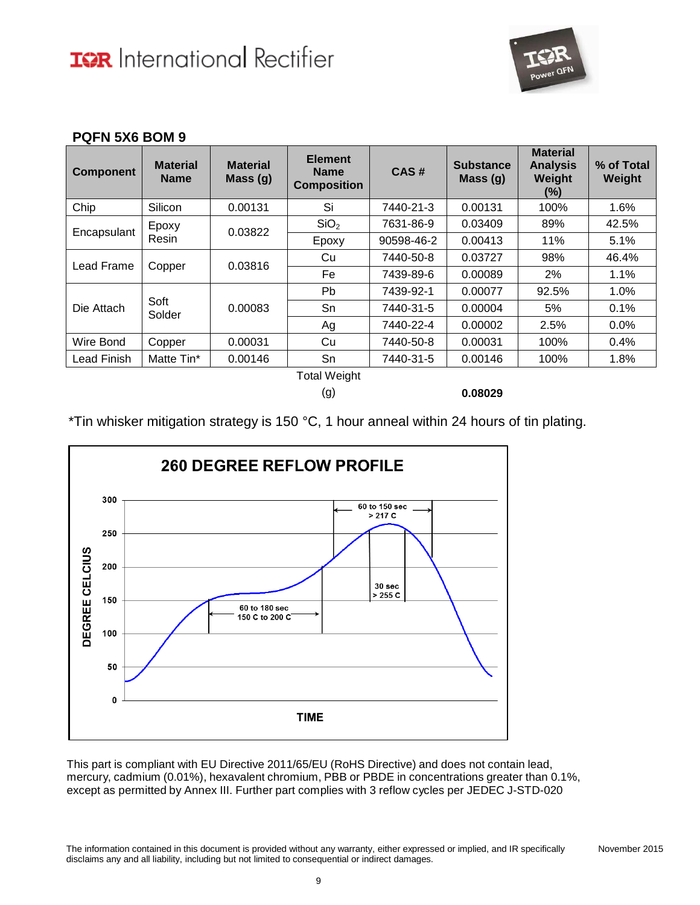## PQFN 5X6 BOM 9

| Component | Material Name | Material Mass (g) | Element Name Composition | CAS # | Substance Mass (g) | Material Analysis Weight (%) | % of Total Weight |
|---|---|---|---|---|---|---|---|
| Chip | Silicon | 0.00131 | Si | 7440-21-3 | 0.00131 | 100% | 1.6% |
| Encapsulant | Epoxy Resin | 0.03822 | $SiO_2$ | 7631-86-9 | 0.03409 | 89% | 42.5% |
| | | | Epoxy | 90598-46-2 | 0.00413 | 11% | 5.1% |
| Lead Frame | Copper | 0.03816 | Cu | 7440-50-8 | 0.03727 | 98% | 46.4% |
| | | | Fe | 7439-89-6 | 0.00089 | 2% | 1.1% |
| Die Attach | Soft Solder | 0.00083 | Pb | 7439-92-1 | 0.00077 | 92.5% | 1.0% |
| | | | Sn | 7440-31-5 | 0.00004 | 5% | 0.1% |
| | | | Ag | 7440-22-4 | 0.00002 | 2.5% | 0.0% |
| Wire Bond | Copper | 0.00031 | Cu | 7440-50-8 | 0.00031 | 100% | 0.4% |
| Lead Finish | Matte Tin* | 0.00146 | Sn | 7440-31-5 | 0.00146 | 100% | 1.8% |
| | | | Total Weight (g) | | **0.08029** | | |

*Tin whisker mitigation strategy is 150 °C, 1 hour anneal within 24 hours of tin plating.

**260 DEGREE REFLOW PROFILE**

This part is compliant with EU Directive 2011/65/EU (RoHS Directive) and does not contain lead, mercury, cadmium (0.01%), hexavalent chromium, PBB or PBDE in concentrations greater than 0.1%, except as permitted by Annex III. Further part complies with 3 reflow cycles per JEDEC J-STD-020

The information contained in this document is provided without any warranty, either expressed or implied, and IR specifically disclaims any and all liability, including but not limited to consequential or indirect damages.

November 2015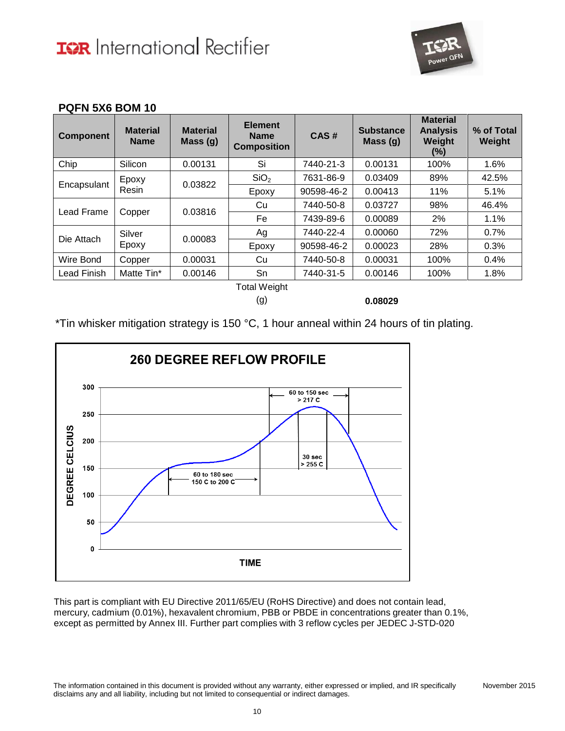## PQFN 5X6 BOM 10

| Component | Material Name | Material Mass (g) | Element Name Composition | CAS # | Substance Mass (g) | Material Analysis Weight (%) | % of Total Weight |
|---|---|---|---|---|---|---|---|
| Chip | Silicon | 0.00131 | Si | 7440-21-3 | 0.00131 | 100% | 1.6% |
| Encapsulant | Epoxy Resin | 0.03822 | $SiO_2$ | 7631-86-9 | 0.03409 | 89% | 42.5% |
| | | | Epoxy | 90598-46-2 | 0.00413 | 11% | 5.1% |
| Lead Frame | Copper | 0.03816 | Cu | 7440-50-8 | 0.03727 | 98% | 46.4% |
| | | | Fe | 7439-89-6 | 0.00089 | 2% | 1.1% |
| Die Attach | Silver Epoxy | 0.00083 | Ag | 7440-22-4 | 0.00060 | 72% | 0.7% |
| | | | Epoxy | 90598-46-2 | 0.00023 | 28% | 0.3% |
| Wire Bond | Copper | 0.00031 | Cu | 7440-50-8 | 0.00031 | 100% | 0.4% |
| Lead Finish | Matte Tin* | 0.00146 | Sn | 7440-31-5 | 0.00146 | 100% | 1.8% |
| | | | Total Weight (g) | | **0.08029** | | |

*Tin whisker mitigation strategy is 150 °C, 1 hour anneal within 24 hours of tin plating.

**260 DEGREE REFLOW PROFILE**

(Chart: DEGREE CELCIUS vs. TIME; 60 to 180 sec 150 C to 200 C; 60 to 150 sec > 217 C; 30 sec > 255 C)

This part is compliant with EU Directive 2011/65/EU (RoHS Directive) and does not contain lead, mercury, cadmium (0.01%), hexavalent chromium, PBB or PBDE in concentrations greater than 0.1%, except as permitted by Annex III. Further part complies with 3 reflow cycles per JEDEC J-STD-020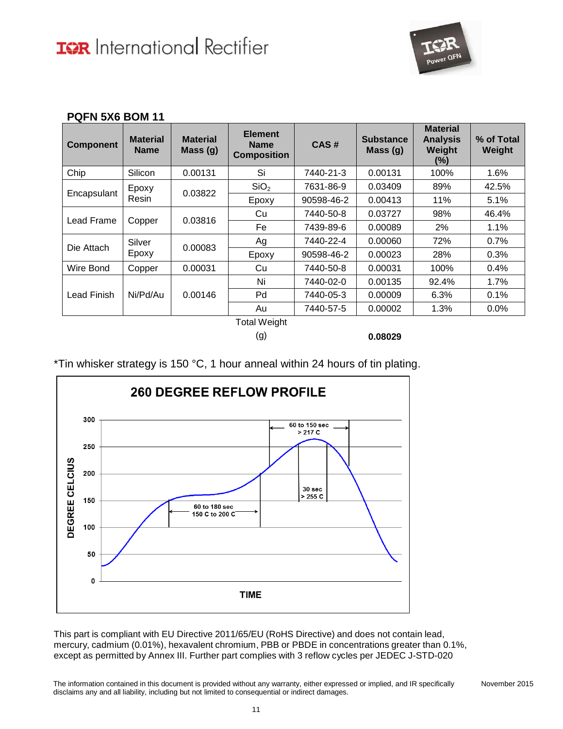## PQFN 5X6 BOM 11

| Component | Material Name | Material Mass (g) | Element Name Composition | CAS # | Substance Mass (g) | Material Analysis Weight (%) | % of Total Weight |
|---|---|---|---|---|---|---|---|
| Chip | Silicon | 0.00131 | Si | 7440-21-3 | 0.00131 | 100% | 1.6% |
| Encapsulant | Epoxy Resin | 0.03822 | $SiO_2$ | 7631-86-9 | 0.03409 | 89% | 42.5% |
| | | | Epoxy | 90598-46-2 | 0.00413 | 11% | 5.1% |
| Lead Frame | Copper | 0.03816 | Cu | 7440-50-8 | 0.03727 | 98% | 46.4% |
| | | | Fe | 7439-89-6 | 0.00089 | 2% | 1.1% |
| Die Attach | Silver Epoxy | 0.00083 | Ag | 7440-22-4 | 0.00060 | 72% | 0.7% |
| | | | Epoxy | 90598-46-2 | 0.00023 | 28% | 0.3% |
| Wire Bond | Copper | 0.00031 | Cu | 7440-50-8 | 0.00031 | 100% | 0.4% |
| Lead Finish | Ni/Pd/Au | 0.00146 | Ni | 7440-02-0 | 0.00135 | 92.4% | 1.7% |
| | | | Pd | 7440-05-3 | 0.00009 | 6.3% | 0.1% |
| | | | Au | 7440-57-5 | 0.00002 | 1.3% | 0.0% |
| | | | Total Weight (g) | | **0.08029** | | |

*Tin whisker strategy is 150 °C, 1 hour anneal within 24 hours of tin plating.

**260 DEGREE REFLOW PROFILE**

DEGREE CELCIUS (0–300) vs TIME
- 60 to 180 sec, 150 C to 200 C
- 60 to 150 sec, > 217 C
- 30 sec, > 255 C

This part is compliant with EU Directive 2011/65/EU (RoHS Directive) and does not contain lead, mercury, cadmium (0.01%), hexavalent chromium, PBB or PBDE in concentrations greater than 0.1%, except as permitted by Annex III. Further part complies with 3 reflow cycles per JEDEC J-STD-020

The information contained in this document is provided without any warranty, either expressed or implied, and IR specifically disclaims any and all liability, including but not limited to consequential or indirect damages.

November 2015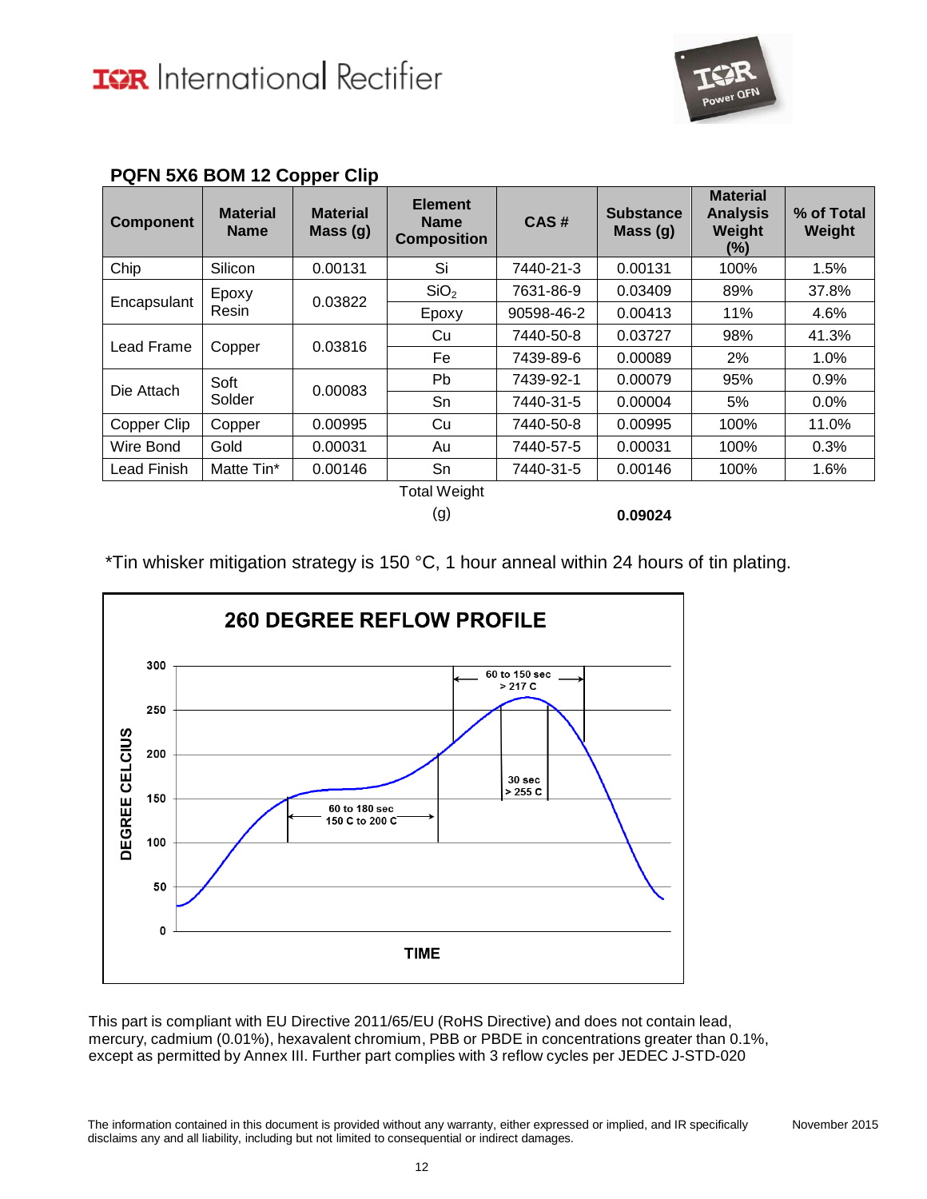## PQFN 5X6 BOM 12 Copper Clip

| Component | Material Name | Material Mass (g) | Element Name Composition | CAS # | Substance Mass (g) | Material Analysis Weight (%) | % of Total Weight |
|---|---|---|---|---|---|---|---|
| Chip | Silicon | 0.00131 | Si | 7440-21-3 | 0.00131 | 100% | 1.5% |
| Encapsulant | Epoxy Resin | 0.03822 | $SiO_2$ | 7631-86-9 | 0.03409 | 89% | 37.8% |
| | | | Epoxy | 90598-46-2 | 0.00413 | 11% | 4.6% |
| Lead Frame | Copper | 0.03816 | Cu | 7440-50-8 | 0.03727 | 98% | 41.3% |
| | | | Fe | 7439-89-6 | 0.00089 | 2% | 1.0% |
| Die Attach | Soft Solder | 0.00083 | Pb | 7439-92-1 | 0.00079 | 95% | 0.9% |
| | | | Sn | 7440-31-5 | 0.00004 | 5% | 0.0% |
| Copper Clip | Copper | 0.00995 | Cu | 7440-50-8 | 0.00995 | 100% | 11.0% |
| Wire Bond | Gold | 0.00031 | Au | 7440-57-5 | 0.00031 | 100% | 0.3% |
| Lead Finish | Matte Tin* | 0.00146 | Sn | 7440-31-5 | 0.00146 | 100% | 1.6% |
| | | | Total Weight (g) | | **0.09024** | | |

*Tin whisker mitigation strategy is 150 °C, 1 hour anneal within 24 hours of tin plating.

**260 DEGREE REFLOW PROFILE**

(Chart: DEGREE CELCIUS vs. TIME; 60 to 180 sec 150 C to 200 C; 60 to 150 sec > 217 C; 30 sec > 255 C)

This part is compliant with EU Directive 2011/65/EU (RoHS Directive) and does not contain lead, mercury, cadmium (0.01%), hexavalent chromium, PBB or PBDE in concentrations greater than 0.1%, except as permitted by Annex III. Further part complies with 3 reflow cycles per JEDEC J-STD-020

The information contained in this document is provided without any warranty, either expressed or implied, and IR specifically disclaims any and all liability, including but not limited to consequential or indirect damages.

November 2015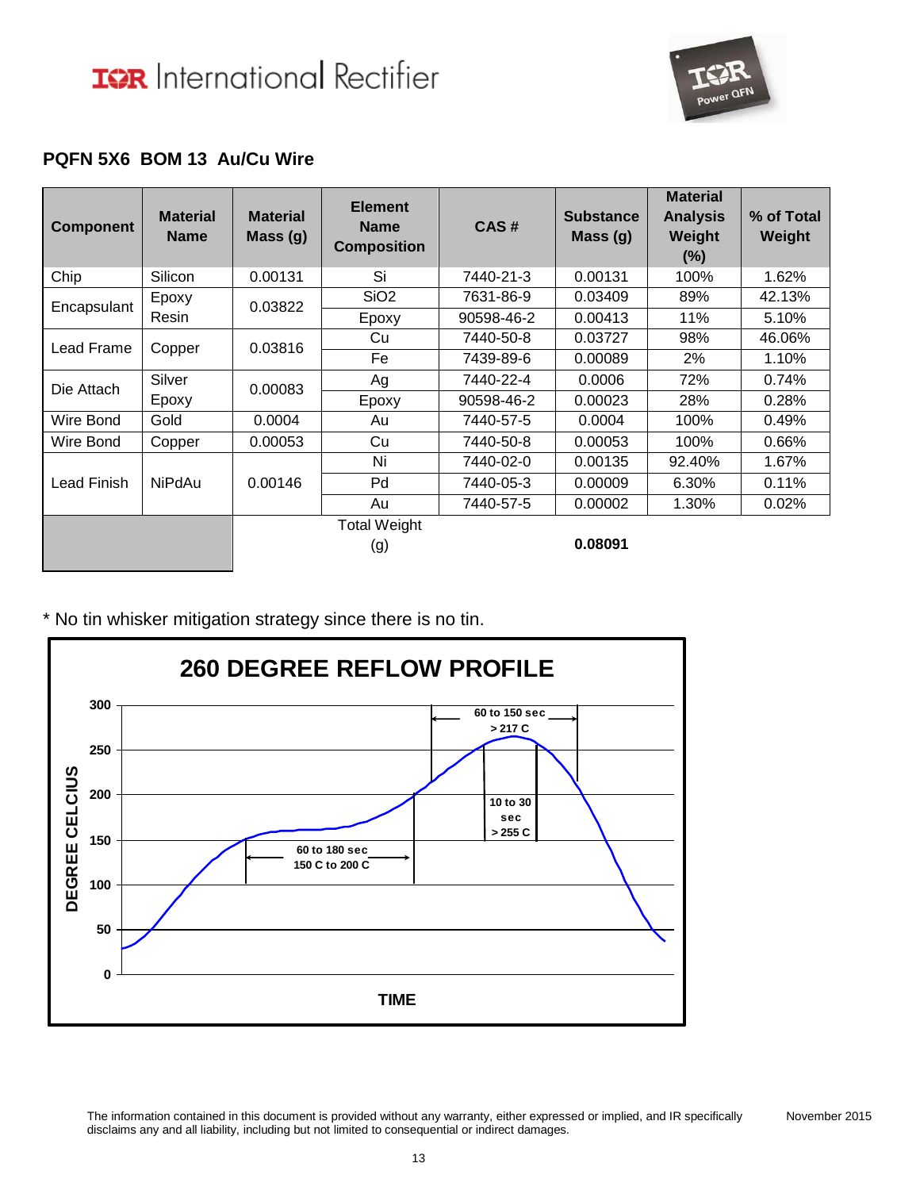## PQFN 5X6 BOM 13 Au/Cu Wire

| Component | Material Name | Material Mass (g) | Element Name Composition | CAS # | Substance Mass (g) | Material Analysis Weight (%) | % of Total Weight |
|---|---|---|---|---|---|---|---|
| Chip | Silicon | 0.00131 | Si | 7440-21-3 | 0.00131 | 100% | 1.62% |
| Encapsulant | Epoxy Resin | 0.03822 | SiO2 | 7631-86-9 | 0.03409 | 89% | 42.13% |
| | | | Epoxy | 90598-46-2 | 0.00413 | 11% | 5.10% |
| Lead Frame | Copper | 0.03816 | Cu | 7440-50-8 | 0.03727 | 98% | 46.06% |
| | | | Fe | 7439-89-6 | 0.00089 | 2% | 1.10% |
| Die Attach | Silver Epoxy | 0.00083 | Ag | 7440-22-4 | 0.0006 | 72% | 0.74% |
| | | | Epoxy | 90598-46-2 | 0.00023 | 28% | 0.28% |
| Wire Bond | Gold | 0.0004 | Au | 7440-57-5 | 0.0004 | 100% | 0.49% |
| Wire Bond | Copper | 0.00053 | Cu | 7440-50-8 | 0.00053 | 100% | 0.66% |
| Lead Finish | NiPdAu | 0.00146 | Ni | 7440-02-0 | 0.00135 | 92.40% | 1.67% |
| | | | Pd | 7440-05-3 | 0.00009 | 6.30% | 0.11% |
| | | | Au | 7440-57-5 | 0.00002 | 1.30% | 0.02% |
| | | | Total Weight (g) | | **0.08091** | | |

* No tin whisker mitigation strategy since there is no tin.

**260 DEGREE REFLOW PROFILE**

(Chart: DEGREE CELCIUS vs TIME; annotations: 60 to 180 sec 150 C to 200 C; 60 to 150 sec > 217 C; 10 to 30 sec > 255 C)

The information contained in this document is provided without any warranty, either expressed or implied, and IR specifically disclaims any and all liability, including but not limited to consequential or indirect damages.

November 2015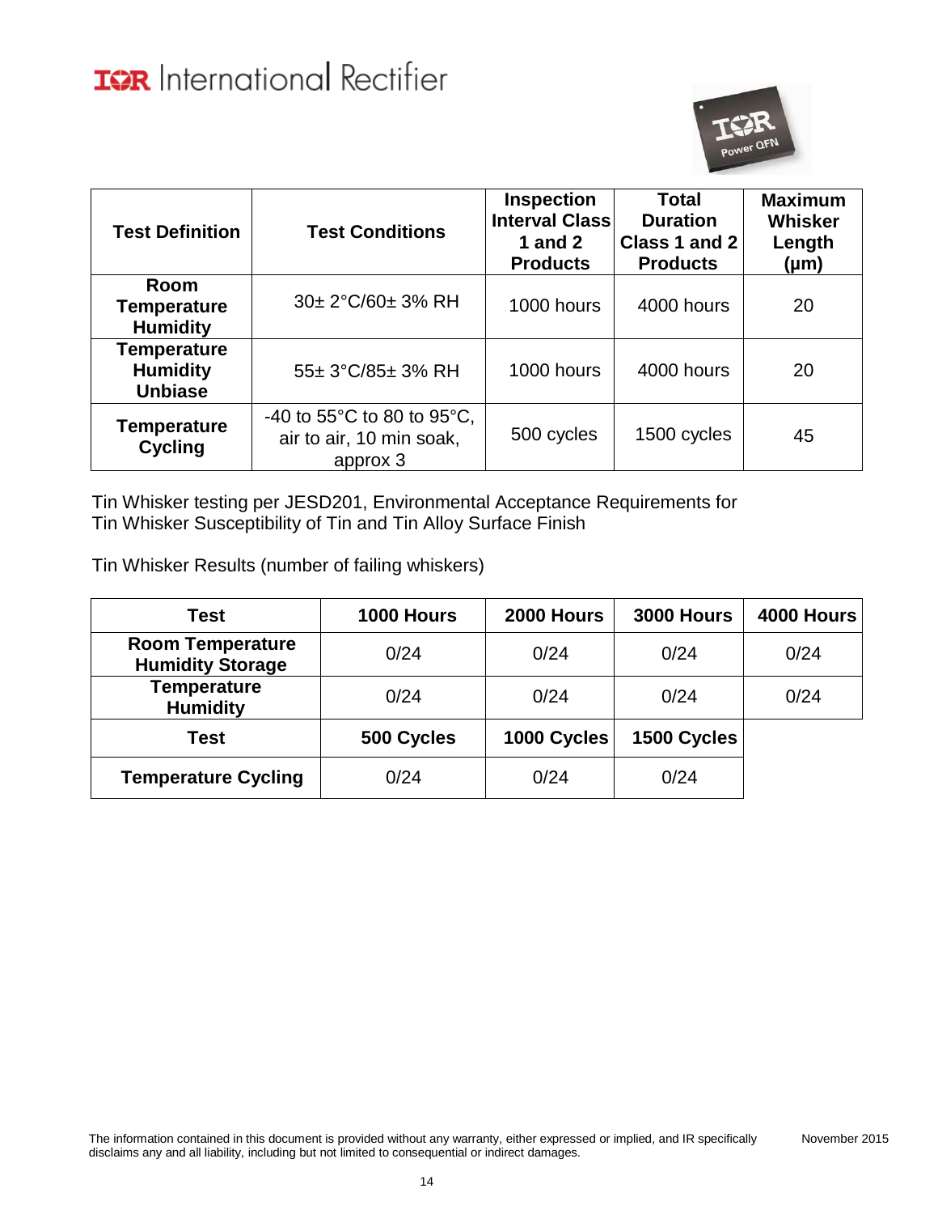| Test Definition | Test Conditions | Inspection Interval Class 1 and 2 Products | Total Duration Class 1 and 2 Products | Maximum Whisker Length (µm) |
|---|---|---|---|---|
| Room Temperature Humidity | 30± 2°C/60± 3% RH | 1000 hours | 4000 hours | 20 |
| Temperature Humidity Unbiase | 55± 3°C/85± 3% RH | 1000 hours | 4000 hours | 20 |
| Temperature Cycling | -40 to 55°C to 80 to 95°C, air to air, 10 min soak, approx 3 | 500 cycles | 1500 cycles | 45 |

Tin Whisker testing per JESD201, Environmental Acceptance Requirements for Tin Whisker Susceptibility of Tin and Tin Alloy Surface Finish

Tin Whisker Results (number of failing whiskers)

| Test | 1000 Hours | 2000 Hours | 3000 Hours | 4000 Hours |
|---|---|---|---|---|
| Room Temperature Humidity Storage | 0/24 | 0/24 | 0/24 | 0/24 |
| Temperature Humidity | 0/24 | 0/24 | 0/24 | 0/24 |
| **Test** | **500 Cycles** | **1000 Cycles** | **1500 Cycles** | |
| Temperature Cycling | 0/24 | 0/24 | 0/24 | |

The information contained in this document is provided without any warranty, either expressed or implied, and IR specifically disclaims any and all liability, including but not limited to consequential or indirect damages.

November 2015